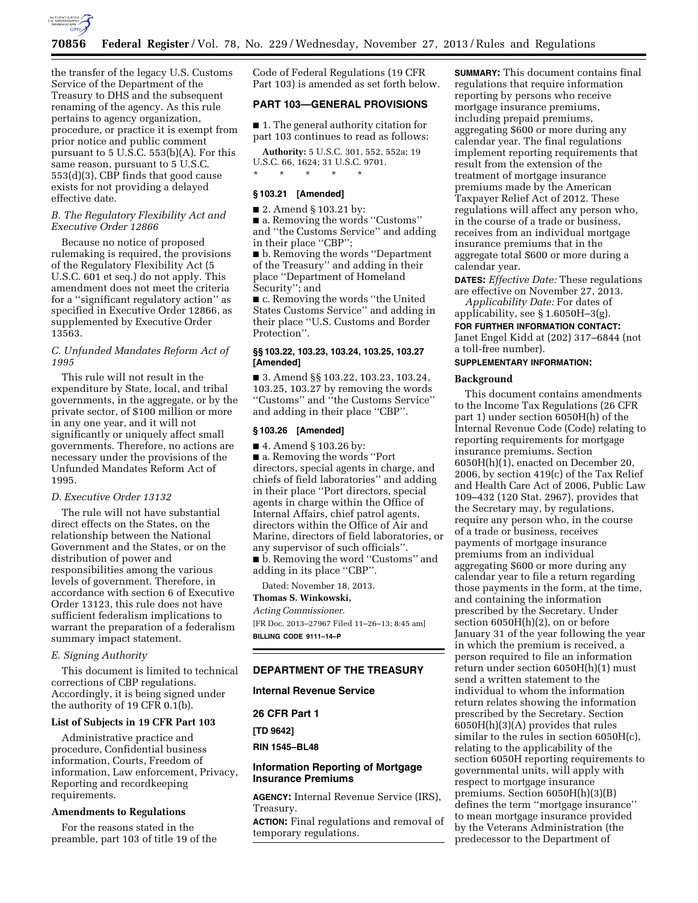the transfer of the legacy U.S. Customs Service of the Department of the Treasury to DHS and the subsequent renaming of the agency. As this rule pertains to agency organization, procedure, or practice it is exempt from prior notice and public comment pursuant to 5 U.S.C. 553(b)(A). For this same reason, pursuant to 5 U.S.C. 553(d)(3), CBP finds that good cause exists for not providing a delayed effective date.

### B. The Regulatory Flexibility Act and Executive Order 12866

Because no notice of proposed rulemaking is required, the provisions of the Regulatory Flexibility Act (5 U.S.C. 601 et seq.) do not apply. This amendment does not meet the criteria for a ''significant regulatory action'' as specified in Executive Order 12866, as supplemented by Executive Order 13563.

### C. Unfunded Mandates Reform Act of 1995

This rule will not result in the expenditure by State, local, and tribal governments, in the aggregate, or by the private sector, of $100 million or more in any one year, and it will not significantly or uniquely affect small governments. Therefore, no actions are necessary under the provisions of the Unfunded Mandates Reform Act of 1995.

### D. Executive Order 13132

The rule will not have substantial direct effects on the States, on the relationship between the National Government and the States, or on the distribution of power and responsibilities among the various levels of government. Therefore, in accordance with section 6 of Executive Order 13123, this rule does not have sufficient federalism implications to warrant the preparation of a federalism summary impact statement.

### E. Signing Authority

This document is limited to technical corrections of CBP regulations. Accordingly, it is being signed under the authority of 19 CFR 0.1(b).

### List of Subjects in 19 CFR Part 103

Administrative practice and procedure, Confidential business information, Courts, Freedom of information, Law enforcement, Privacy, Reporting and recordkeeping requirements.

### Amendments to Regulations

For the reasons stated in the preamble, part 103 of title 19 of the Code of Federal Regulations (19 CFR Part 103) is amended as set forth below.

## PART 103—GENERAL PROVISIONS

■ 1. The general authority citation for part 103 continues to read as follows:

**Authority:** 5 U.S.C. 301, 552, 552a; 19 U.S.C. 66, 1624; 31 U.S.C. 9701.

\* \* \* \* \*

#### § 103.21 [Amended]

■ 2. Amend § 103.21 by:

■ a. Removing the words ''Customs'' and ''the Customs Service'' and adding in their place ''CBP'';

■ b. Removing the words ''Department of the Treasury'' and adding in their place ''Department of Homeland Security''; and

■ c. Removing the words ''the United States Customs Service'' and adding in their place ''U.S. Customs and Border Protection''.

#### §§ 103.22, 103.23, 103.24, 103.25, 103.27 [Amended]

■ 3. Amend §§ 103.22, 103.23, 103.24, 103.25, 103.27 by removing the words ''Customs'' and ''the Customs Service'' and adding in their place ''CBP''.

#### § 103.26 [Amended]

■ 4. Amend § 103.26 by:

■ a. Removing the words ''Port directors, special agents in charge, and chiefs of field laboratories'' and adding in their place ''Port directors, special agents in charge within the Office of Internal Affairs, chief patrol agents, directors within the Office of Air and Marine, directors of field laboratories, or any supervisor of such officials''.

■ b. Removing the word ''Customs'' and adding in its place ''CBP''.

Dated: November 18, 2013.

**Thomas S. Winkowski,**

*Acting Commissioner.*

[FR Doc. 2013–27967 Filed 11–26–13; 8:45 am]

**BILLING CODE 9111–14–P**

## DEPARTMENT OF THE TREASURY

### Internal Revenue Service

### 26 CFR Part 1

**[TD 9642]**

**RIN 1545–BL48**

### Information Reporting of Mortgage Insurance Premiums

**AGENCY:** Internal Revenue Service (IRS), Treasury.

**ACTION:** Final regulations and removal of temporary regulations.

**SUMMARY:** This document contains final regulations that require information reporting by persons who receive mortgage insurance premiums, including prepaid premiums, aggregating $600 or more during any calendar year. The final regulations implement reporting requirements that result from the extension of the treatment of mortgage insurance premiums made by the American Taxpayer Relief Act of 2012. These regulations will affect any person who, in the course of a trade or business, receives from an individual mortgage insurance premiums that in the aggregate total $600 or more during a calendar year.

**DATES:** *Effective Date:* These regulations are effective on November 27, 2013.

*Applicability Date:* For dates of applicability, see § 1.6050H–3(g).

**FOR FURTHER INFORMATION CONTACT:** Janet Engel Kidd at (202) 317–6844 (not a toll-free number).

**SUPPLEMENTARY INFORMATION:**

### Background

This document contains amendments to the Income Tax Regulations (26 CFR part 1) under section 6050H(h) of the Internal Revenue Code (Code) relating to reporting requirements for mortgage insurance premiums. Section 6050H(h)(1), enacted on December 20, 2006, by section 419(c) of the Tax Relief and Health Care Act of 2006, Public Law 109–432 (120 Stat. 2967), provides that the Secretary may, by regulations, require any person who, in the course of a trade or business, receives payments of mortgage insurance premiums from an individual aggregating $600 or more during any calendar year to file a return regarding those payments in the form, at the time, and containing the information prescribed by the Secretary. Under section 6050H(h)(2), on or before January 31 of the year following the year in which the premium is received, a person required to file an information return under section 6050H(h)(1) must send a written statement to the individual to whom the information return relates showing the information prescribed by the Secretary. Section 6050H(h)(3)(A) provides that rules similar to the rules in section 6050H(c), relating to the applicability of the section 6050H reporting requirements to governmental units, will apply with respect to mortgage insurance premiums. Section 6050H(h)(3)(B) defines the term ''mortgage insurance'' to mean mortgage insurance provided by the Veterans Administration (the predecessor to the Department of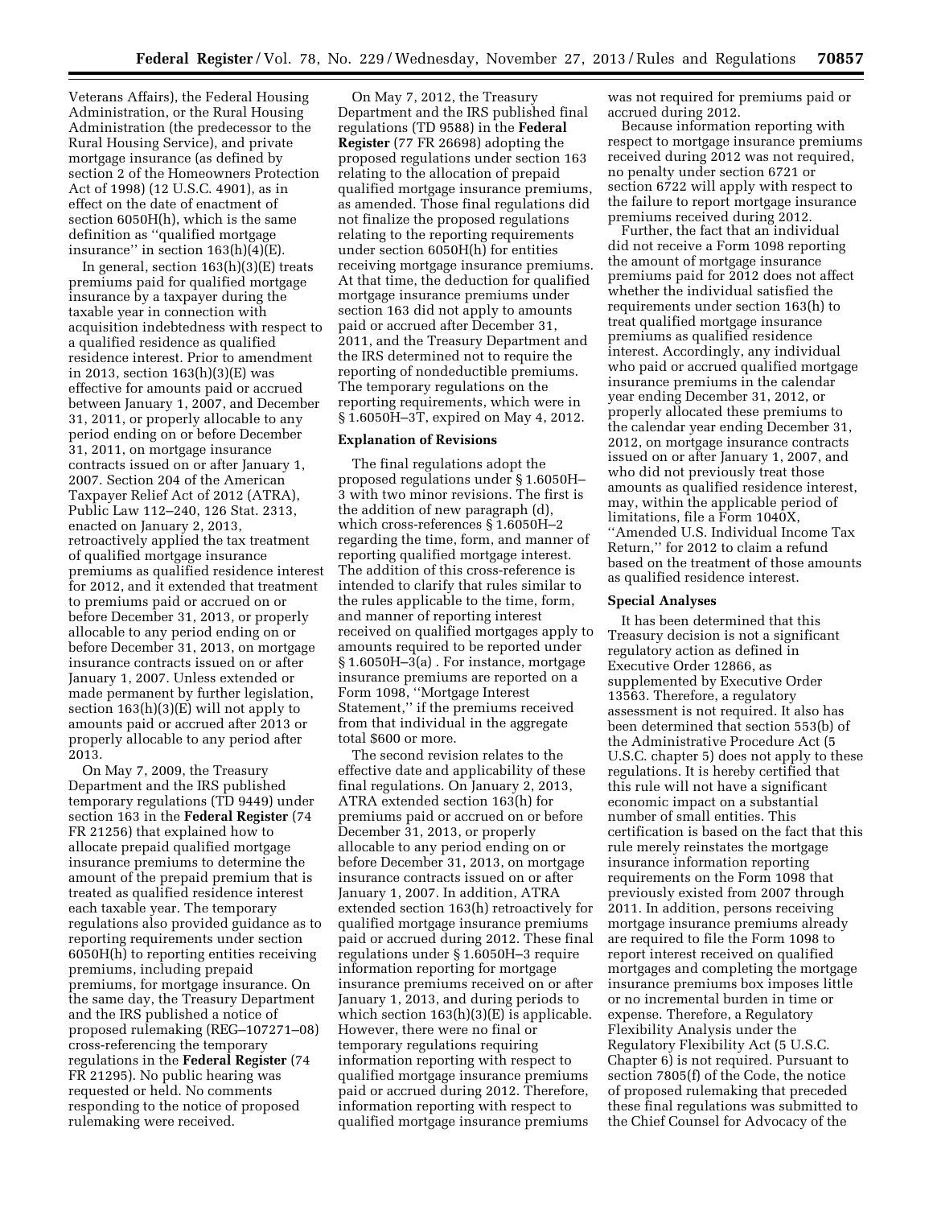Veterans Affairs), the Federal Housing Administration, or the Rural Housing Administration (the predecessor to the Rural Housing Service), and private mortgage insurance (as defined by section 2 of the Homeowners Protection Act of 1998) (12 U.S.C. 4901), as in effect on the date of enactment of section 6050H(h), which is the same definition as ''qualified mortgage insurance'' in section 163(h)(4)(E).

In general, section 163(h)(3)(E) treats premiums paid for qualified mortgage insurance by a taxpayer during the taxable year in connection with acquisition indebtedness with respect to a qualified residence as qualified residence interest. Prior to amendment in 2013, section 163(h)(3)(E) was effective for amounts paid or accrued between January 1, 2007, and December 31, 2011, or properly allocable to any period ending on or before December 31, 2011, on mortgage insurance contracts issued on or after January 1, 2007. Section 204 of the American Taxpayer Relief Act of 2012 (ATRA), Public Law 112–240, 126 Stat. 2313, enacted on January 2, 2013, retroactively applied the tax treatment of qualified mortgage insurance premiums as qualified residence interest for 2012, and it extended that treatment to premiums paid or accrued on or before December 31, 2013, or properly allocable to any period ending on or before December 31, 2013, on mortgage insurance contracts issued on or after January 1, 2007. Unless extended or made permanent by further legislation, section 163(h)(3)(E) will not apply to amounts paid or accrued after 2013 or properly allocable to any period after 2013.

On May 7, 2009, the Treasury Department and the IRS published temporary regulations (TD 9449) under section 163 in the **Federal Register** (74 FR 21256) that explained how to allocate prepaid qualified mortgage insurance premiums to determine the amount of the prepaid premium that is treated as qualified residence interest each taxable year. The temporary regulations also provided guidance as to reporting requirements under section 6050H(h) to reporting entities receiving premiums, including prepaid premiums, for mortgage insurance. On the same day, the Treasury Department and the IRS published a notice of proposed rulemaking (REG–107271–08) cross-referencing the temporary regulations in the **Federal Register** (74 FR 21295). No public hearing was requested or held. No comments responding to the notice of proposed rulemaking were received.

On May 7, 2012, the Treasury Department and the IRS published final regulations (TD 9588) in the **Federal Register** (77 FR 26698) adopting the proposed regulations under section 163 relating to the allocation of prepaid qualified mortgage insurance premiums, as amended. Those final regulations did not finalize the proposed regulations relating to the reporting requirements under section 6050H(h) for entities receiving mortgage insurance premiums. At that time, the deduction for qualified mortgage insurance premiums under section 163 did not apply to amounts paid or accrued after December 31, 2011, and the Treasury Department and the IRS determined not to require the reporting of nondeductible premiums. The temporary regulations on the reporting requirements, which were in § 1.6050H–3T, expired on May 4, 2012.

## Explanation of Revisions

The final regulations adopt the proposed regulations under § 1.6050H–3 with two minor revisions. The first is the addition of new paragraph (d), which cross-references § 1.6050H–2 regarding the time, form, and manner of reporting qualified mortgage interest. The addition of this cross-reference is intended to clarify that rules similar to the rules applicable to the time, form, and manner of reporting interest received on qualified mortgages apply to amounts required to be reported under § 1.6050H–3(a) . For instance, mortgage insurance premiums are reported on a Form 1098, ''Mortgage Interest Statement,'' if the premiums received from that individual in the aggregate total $600 or more.

The second revision relates to the effective date and applicability of these final regulations. On January 2, 2013, ATRA extended section 163(h) for premiums paid or accrued on or before December 31, 2013, or properly allocable to any period ending on or before December 31, 2013, on mortgage insurance contracts issued on or after January 1, 2007. In addition, ATRA extended section 163(h) retroactively for qualified mortgage insurance premiums paid or accrued during 2012. These final regulations under § 1.6050H–3 require information reporting for mortgage insurance premiums received on or after January 1, 2013, and during periods to which section 163(h)(3)(E) is applicable. However, there were no final or temporary regulations requiring information reporting with respect to qualified mortgage insurance premiums paid or accrued during 2012. Therefore, information reporting with respect to qualified mortgage insurance premiums was not required for premiums paid or accrued during 2012.

Because information reporting with respect to mortgage insurance premiums received during 2012 was not required, no penalty under section 6721 or section 6722 will apply with respect to the failure to report mortgage insurance premiums received during 2012.

Further, the fact that an individual did not receive a Form 1098 reporting the amount of mortgage insurance premiums paid for 2012 does not affect whether the individual satisfied the requirements under section 163(h) to treat qualified mortgage insurance premiums as qualified residence interest. Accordingly, any individual who paid or accrued qualified mortgage insurance premiums in the calendar year ending December 31, 2012, or properly allocated these premiums to the calendar year ending December 31, 2012, on mortgage insurance contracts issued on or after January 1, 2007, and who did not previously treat those amounts as qualified residence interest, may, within the applicable period of limitations, file a Form 1040X, ''Amended U.S. Individual Income Tax Return,'' for 2012 to claim a refund based on the treatment of those amounts as qualified residence interest.

## Special Analyses

It has been determined that this Treasury decision is not a significant regulatory action as defined in Executive Order 12866, as supplemented by Executive Order 13563. Therefore, a regulatory assessment is not required. It also has been determined that section 553(b) of the Administrative Procedure Act (5 U.S.C. chapter 5) does not apply to these regulations. It is hereby certified that this rule will not have a significant economic impact on a substantial number of small entities. This certification is based on the fact that this rule merely reinstates the mortgage insurance information reporting requirements on the Form 1098 that previously existed from 2007 through 2011. In addition, persons receiving mortgage insurance premiums already are required to file the Form 1098 to report interest received on qualified mortgages and completing the mortgage insurance premiums box imposes little or no incremental burden in time or expense. Therefore, a Regulatory Flexibility Analysis under the Regulatory Flexibility Act (5 U.S.C. Chapter 6) is not required. Pursuant to section 7805(f) of the Code, the notice of proposed rulemaking that preceded these final regulations was submitted to the Chief Counsel for Advocacy of the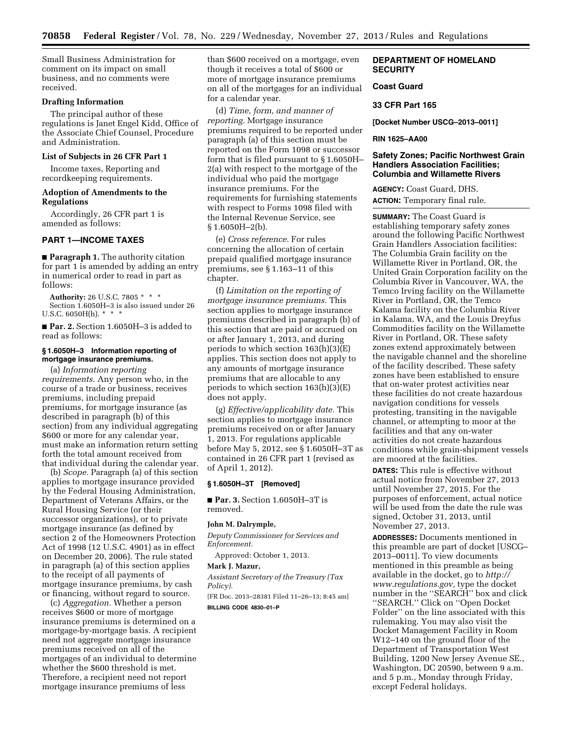Small Business Administration for comment on its impact on small business, and no comments were received.

### Drafting Information

The principal author of these regulations is Janet Engel Kidd, Office of the Associate Chief Counsel, Procedure and Administration.

### List of Subjects in 26 CFR Part 1

Income taxes, Reporting and recordkeeping requirements.

### Adoption of Amendments to the Regulations

Accordingly, 26 CFR part 1 is amended as follows:

## PART 1—INCOME TAXES

■ **Paragraph 1.** The authority citation for part 1 is amended by adding an entry in numerical order to read in part as follows:

**Authority:** 26 U.S.C. 7805 * * *

Section 1.6050H–3 is also issued under 26 U.S.C. 6050H(h). * * *

■ **Par. 2.** Section 1.6050H–3 is added to read as follows:

#### § 1.6050H–3 Information reporting of mortgage insurance premiums.

(a) *Information reporting requirements.* Any person who, in the course of a trade or business, receives premiums, including prepaid premiums, for mortgage insurance (as described in paragraph (b) of this section) from any individual aggregating $600 or more for any calendar year, must make an information return setting forth the total amount received from that individual during the calendar year.

(b) *Scope.* Paragraph (a) of this section applies to mortgage insurance provided by the Federal Housing Administration, Department of Veterans Affairs, or the Rural Housing Service (or their successor organizations), or to private mortgage insurance (as defined by section 2 of the Homeowners Protection Act of 1998 (12 U.S.C. 4901) as in effect on December 20, 2006). The rule stated in paragraph (a) of this section applies to the receipt of all payments of mortgage insurance premiums, by cash or financing, without regard to source.

(c) *Aggregation.* Whether a person receives $600 or more of mortgage insurance premiums is determined on a mortgage-by-mortgage basis. A recipient need not aggregate mortgage insurance premiums received on all of the mortgages of an individual to determine whether the $600 threshold is met. Therefore, a recipient need not report mortgage insurance premiums of less than $600 received on a mortgage, even though it receives a total of $600 or more of mortgage insurance premiums on all of the mortgages for an individual for a calendar year.

(d) *Time, form, and manner of reporting.* Mortgage insurance premiums required to be reported under paragraph (a) of this section must be reported on the Form 1098 or successor form that is filed pursuant to § 1.6050H–2(a) with respect to the mortgage of the individual who paid the mortgage insurance premiums. For the requirements for furnishing statements with respect to Forms 1098 filed with the Internal Revenue Service, see § 1.6050H–2(b).

(e) *Cross reference.* For rules concerning the allocation of certain prepaid qualified mortgage insurance premiums, see § 1.163–11 of this chapter.

(f) *Limitation on the reporting of mortgage insurance premiums.* This section applies to mortgage insurance premiums described in paragraph (b) of this section that are paid or accrued on or after January 1, 2013, and during periods to which section 163(h)(3)(E) applies. This section does not apply to any amounts of mortgage insurance premiums that are allocable to any periods to which section 163(h)(3)(E) does not apply.

(g) *Effective/applicability date.* This section applies to mortgage insurance premiums received on or after January 1, 2013. For regulations applicable before May 5, 2012, see § 1.6050H–3T as contained in 26 CFR part 1 (revised as of April 1, 2012).

#### § 1.6050H–3T [Removed]

■ **Par. 3.** Section 1.6050H–3T is removed.

**John M. Dalrymple,**

*Deputy Commissioner for Services and Enforcement.*

Approved: October 1, 2013.

**Mark J. Mazur,**

*Assistant Secretary of the Treasury (Tax Policy).*

[FR Doc. 2013–28381 Filed 11–26–13; 8:45 am]

**BILLING CODE 4830–01–P**

## DEPARTMENT OF HOMELAND SECURITY

### Coast Guard

### 33 CFR Part 165

**[Docket Number USCG–2013–0011]**

**RIN 1625–AA00**

### Safety Zones; Pacific Northwest Grain Handlers Association Facilities; Columbia and Willamette Rivers

**AGENCY:** Coast Guard, DHS.

**ACTION:** Temporary final rule.

**SUMMARY:** The Coast Guard is establishing temporary safety zones around the following Pacific Northwest Grain Handlers Association facilities: The Columbia Grain facility on the Willamette River in Portland, OR, the United Grain Corporation facility on the Columbia River in Vancouver, WA, the Temco Irving facility on the Willamette River in Portland, OR, the Temco Kalama facility on the Columbia River in Kalama, WA, and the Louis Dreyfus Commodities facility on the Willamette River in Portland, OR. These safety zones extend approximately between the navigable channel and the shoreline of the facility described. These safety zones have been established to ensure that on-water protest activities near these facilities do not create hazardous navigation conditions for vessels protesting, transiting in the navigable channel, or attempting to moor at the facilities and that any on-water activities do not create hazardous conditions while grain-shipment vessels are moored at the facilities.

**DATES:** This rule is effective without actual notice from November 27, 2013 until November 27, 2015. For the purposes of enforcement, actual notice will be used from the date the rule was signed, October 31, 2013, until November 27, 2013.

**ADDRESSES:** Documents mentioned in this preamble are part of docket [USCG–2013–0011]. To view documents mentioned in this preamble as being available in the docket, go to *http://www.regulations.gov,* type the docket number in the ''SEARCH'' box and click ''SEARCH.'' Click on ''Open Docket Folder'' on the line associated with this rulemaking. You may also visit the Docket Management Facility in Room W12–140 on the ground floor of the Department of Transportation West Building, 1200 New Jersey Avenue SE., Washington, DC 20590, between 9 a.m. and 5 p.m., Monday through Friday, except Federal holidays.